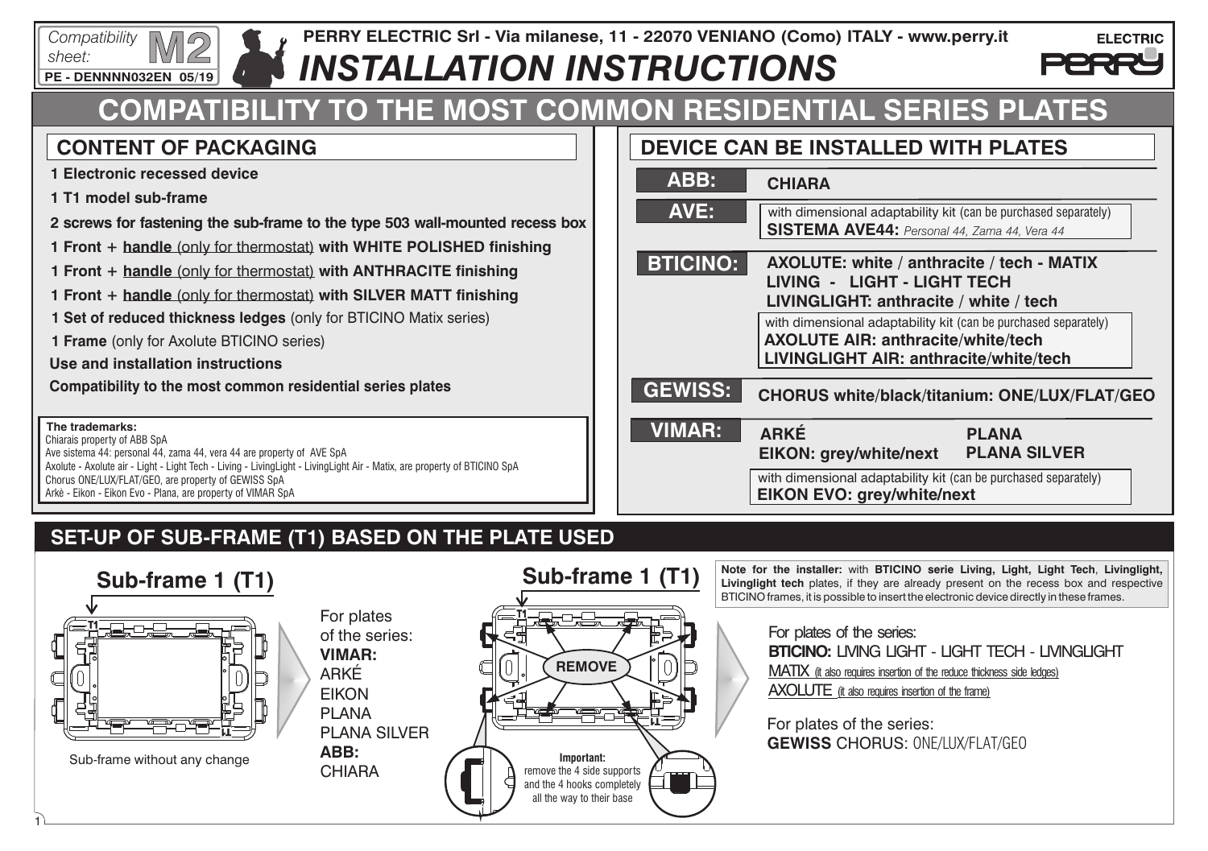Compatibility sheet: **M2**

PE - DENNNN032EN 05/19

**PERRY ELECTRIC Srl - Via milanese, 11 - 22070 VENIANO (Como) ITALY - www.perry.it**

# INSTALLATION INSTRUCTIONS

# COMPATIBILITY TO THE MOST COMMON RESIDENTIAL SERIES PLATES

## CONTENT OF PACKAGING

- **1 Electronic recessed device**
- **1 T1 model sub-frame**
- **2 screws for fastening the sub-frame to the type 503 wall-mounted recess box**
- **1 Front + handle** (only for thermostat) **with WHITE POLISHED finishing**
- **1 Front + handle** (only for thermostat) **with ANTHRACITE finishing**
- **1 Front + handle** (only for thermostat) **with SILVER MATT finishing**
- **1 Set of reduced thickness ledges** (only for BTICINO Matix series)
- **1 Frame** (only for Axolute BTICINO series)
- **Use and installation instructions**
- **Compatibility to the most common residential series plates**

**The trademarks:**
Chiarais property of ABB SpA
Ave sistema 44: personal 44, zama 44, vera 44 are property of AVE SpA
Axolute - Axolute air - Light - Light Tech - Living - LivingLight - LivingLight Air - Matix, are property of BTICINO SpA
Chorus ONE/LUX/FLAT/GEO, are property of GEWISS SpA
Arkè - Eikon - Eikon Evo - Plana, are property of VIMAR SpA

## DEVICE CAN BE INSTALLED WITH PLATES

**ABB:** **CHIARA**

**AVE:** with dimensional adaptability kit (can be purchased separately)
**SISTEMA AVE44:** *Personal 44, Zama 44, Vera 44*

**BTICINO:**
**AXOLUTE: white / anthracite / tech - MATIX**
**LIVING - LIGHT - LIGHT TECH**
**LIVINGLIGHT: anthracite / white / tech**
with dimensional adaptability kit (can be purchased separately)
**AXOLUTE AIR: anthracite/white/tech**
**LIVINGLIGHT AIR: anthracite/white/tech**

**GEWISS:** **CHORUS white/black/titanium: ONE/LUX/FLAT/GEO**

**VIMAR:**
**ARKÉ**
**EIKON: grey/white/next**
**PLANA**
**PLANA SILVER**
with dimensional adaptability kit (can be purchased separately)
**EIKON EVO: grey/white/next**

## SET-UP OF SUB-FRAME (T1) BASED ON THE PLATE USED

### Sub-frame 1 (T1)

Sub-frame without any change

For plates of the series:
**VIMAR:**
ARKÉ
EIKON
PLANA
PLANA SILVER
**ABB:**
CHIARA

### Sub-frame 1 (T1)

REMOVE

**Important:** remove the 4 side supports and the 4 hooks completely all the way to their base

**Note for the installer:** with **BTICINO serie Living, Light, Light Tech**, **Livinglight, Livinglight tech** plates, if they are already present on the recess box and respective BTICINO frames, it is possible to insert the electronic device directly in these frames.

For plates of the series:
**BTICINO:** LIVING LIGHT - LIGHT TECH - LIVINGLIGHT
MATIX (it also requires insertion of the reduce thickness side ledges)
AXOLUTE (it also requires insertion of the frame)

For plates of the series:
**GEWISS** CHORUS: ONE/LUX/FLAT/GEO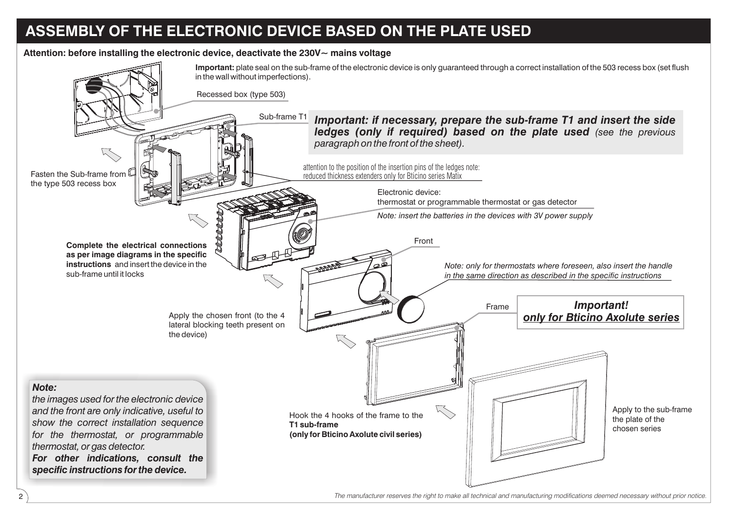# ASSEMBLY OF THE ELECTRONIC DEVICE BASED ON THE PLATE USED

**Attention: before installing the electronic device, deactivate the 230V~ mains voltage**

**Important:** plate seal on the sub-frame of the electronic device is only guaranteed through a correct installation of the 503 recess box (set flush in the wall without imperfections).

Recessed box (type 503)

Sub-frame T1

***Important: if necessary, prepare the sub-frame T1 and insert the side ledges (only if required) based on the plate used*** *(see the previous paragraph on the front of the sheet).*

Fasten the Sub-frame from the type 503 recess box

attention to the position of the insertion pins of the ledges note: reduced thickness extenders only for Bticino series Matix

Electronic device:
thermostat or programmable thermostat or gas detector

*Note: insert the batteries in the devices with 3V power supply*

**Complete the electrical connections as per image diagrams in the specific instructions** and insert the device in the sub-frame until it locks

Front

*Note: only for thermostats where foreseen, also insert the handle in the same direction as described in the specific instructions*

Apply the chosen front (to the 4 lateral blocking teeth present on the device)

Frame

***Important!***
***only for Bticino Axolute series***

***Note:***
*the images used for the electronic device and the front are only indicative, useful to show the correct installation sequence for the thermostat, or programmable thermostat, or gas detector.*
***For other indications, consult the specific instructions for the device.***

Hook the 4 hooks of the frame to the **T1 sub-frame**
**(only for Bticino Axolute civil series)**

Apply to the sub-frame the plate of the chosen series

*The manufacturer reserves the right to make all technical and manufacturing modifications deemed necessary without prior notice.*